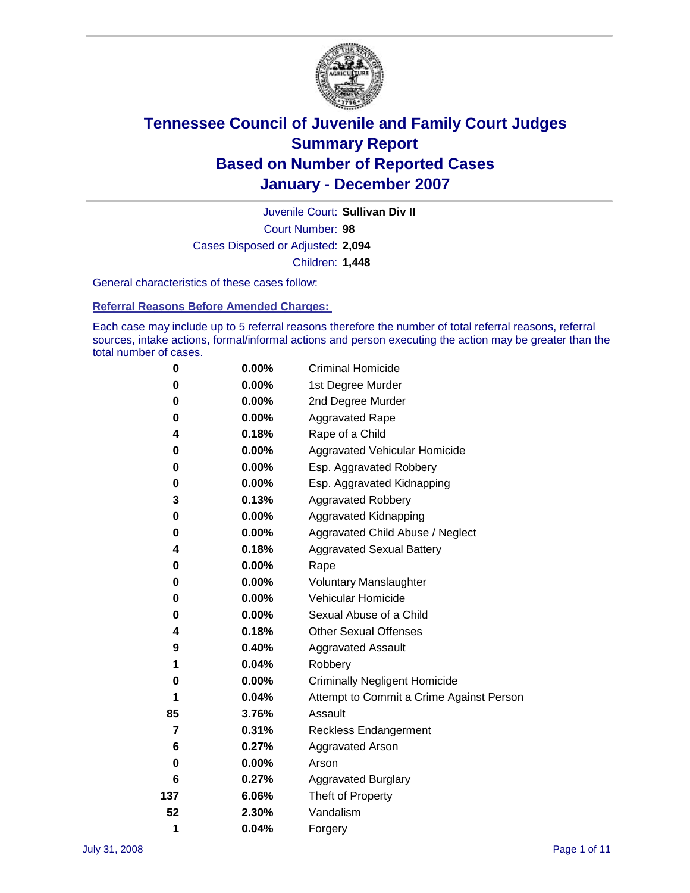# Tennessee Council of Juvenile and Family Court Judges
## Summary Report
## Based on Number of Reported Cases
## January - December 2007

Juvenile Court: **Sullivan Div II**
Court Number: **98**
Cases Disposed or Adjusted: **2,094**
Children: **1,448**

General characteristics of these cases follow:

### Referral Reasons Before Amended Charges:

Each case may include up to 5 referral reasons therefore the number of total referral reasons, referral sources, intake actions, formal/informal actions and person executing the action may be greater than the total number of cases.

| | | |
|---|---|---|
| 0 | 0.00% | Criminal Homicide |
| 0 | 0.00% | 1st Degree Murder |
| 0 | 0.00% | 2nd Degree Murder |
| 0 | 0.00% | Aggravated Rape |
| 4 | 0.18% | Rape of a Child |
| 0 | 0.00% | Aggravated Vehicular Homicide |
| 0 | 0.00% | Esp. Aggravated Robbery |
| 0 | 0.00% | Esp. Aggravated Kidnapping |
| 3 | 0.13% | Aggravated Robbery |
| 0 | 0.00% | Aggravated Kidnapping |
| 0 | 0.00% | Aggravated Child Abuse / Neglect |
| 4 | 0.18% | Aggravated Sexual Battery |
| 0 | 0.00% | Rape |
| 0 | 0.00% | Voluntary Manslaughter |
| 0 | 0.00% | Vehicular Homicide |
| 0 | 0.00% | Sexual Abuse of a Child |
| 4 | 0.18% | Other Sexual Offenses |
| 9 | 0.40% | Aggravated Assault |
| 1 | 0.04% | Robbery |
| 0 | 0.00% | Criminally Negligent Homicide |
| 1 | 0.04% | Attempt to Commit a Crime Against Person |
| 85 | 3.76% | Assault |
| 7 | 0.31% | Reckless Endangerment |
| 6 | 0.27% | Aggravated Arson |
| 0 | 0.00% | Arson |
| 6 | 0.27% | Aggravated Burglary |
| 137 | 6.06% | Theft of Property |
| 52 | 2.30% | Vandalism |
| 1 | 0.04% | Forgery |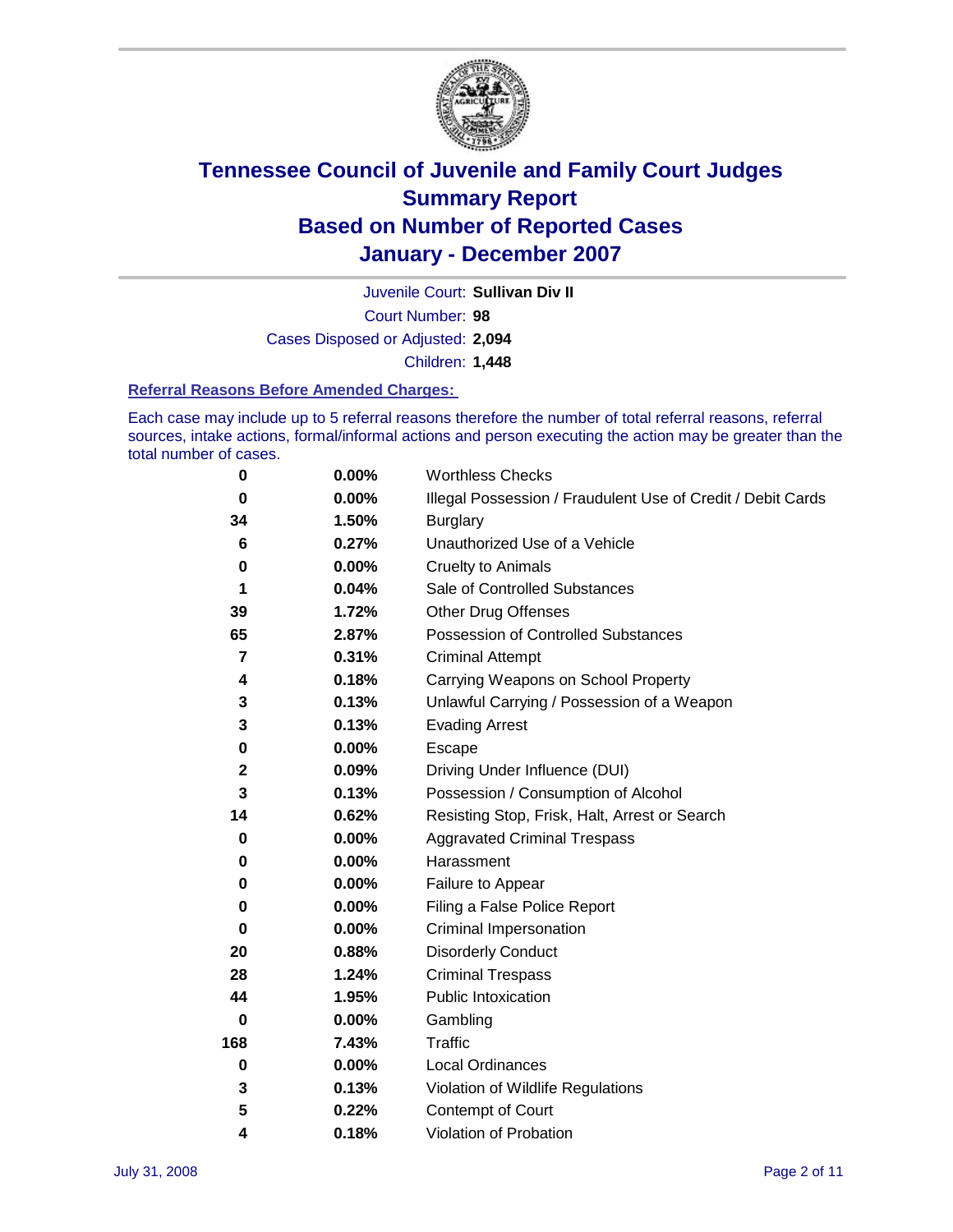# Tennessee Council of Juvenile and Family Court Judges
# Summary Report
# Based on Number of Reported Cases
# January - December 2007

Juvenile Court: **Sullivan Div II**

Court Number: **98**

Cases Disposed or Adjusted: **2,094**

Children: **1,448**

### Referral Reasons Before Amended Charges:

Each case may include up to 5 referral reasons therefore the number of total referral reasons, referral sources, intake actions, formal/informal actions and person executing the action may be greater than the total number of cases.

| | | |
|---|---|---|
| 0 | 0.00% | Worthless Checks |
| 0 | 0.00% | Illegal Possession / Fraudulent Use of Credit / Debit Cards |
| 34 | 1.50% | Burglary |
| 6 | 0.27% | Unauthorized Use of a Vehicle |
| 0 | 0.00% | Cruelty to Animals |
| 1 | 0.04% | Sale of Controlled Substances |
| 39 | 1.72% | Other Drug Offenses |
| 65 | 2.87% | Possession of Controlled Substances |
| 7 | 0.31% | Criminal Attempt |
| 4 | 0.18% | Carrying Weapons on School Property |
| 3 | 0.13% | Unlawful Carrying / Possession of a Weapon |
| 3 | 0.13% | Evading Arrest |
| 0 | 0.00% | Escape |
| 2 | 0.09% | Driving Under Influence (DUI) |
| 3 | 0.13% | Possession / Consumption of Alcohol |
| 14 | 0.62% | Resisting Stop, Frisk, Halt, Arrest or Search |
| 0 | 0.00% | Aggravated Criminal Trespass |
| 0 | 0.00% | Harassment |
| 0 | 0.00% | Failure to Appear |
| 0 | 0.00% | Filing a False Police Report |
| 0 | 0.00% | Criminal Impersonation |
| 20 | 0.88% | Disorderly Conduct |
| 28 | 1.24% | Criminal Trespass |
| 44 | 1.95% | Public Intoxication |
| 0 | 0.00% | Gambling |
| 168 | 7.43% | Traffic |
| 0 | 0.00% | Local Ordinances |
| 3 | 0.13% | Violation of Wildlife Regulations |
| 5 | 0.22% | Contempt of Court |
| 4 | 0.18% | Violation of Probation |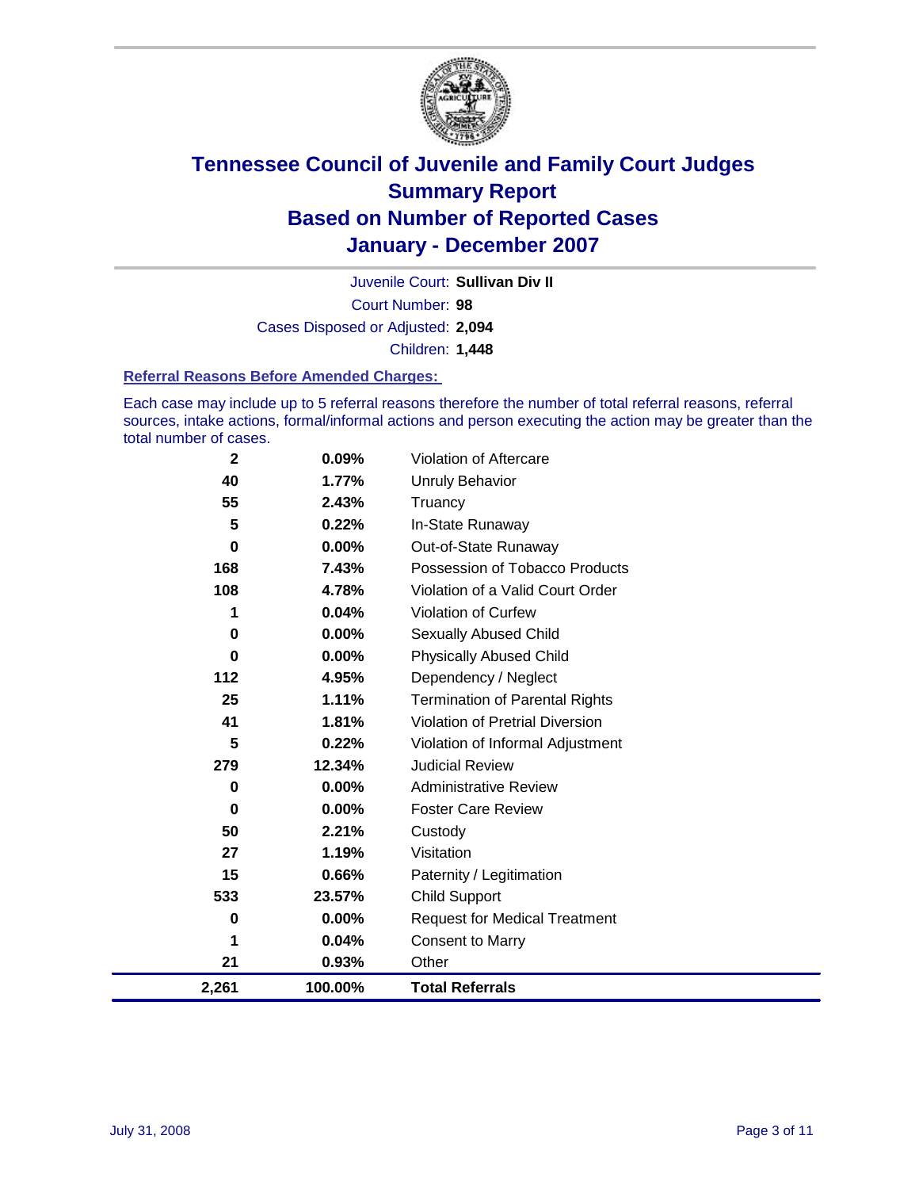# Tennessee Council of Juvenile and Family Court Judges
# Summary Report
# Based on Number of Reported Cases
# January - December 2007

Juvenile Court: **Sullivan Div II**

Court Number: **98**

Cases Disposed or Adjusted: **2,094**

Children: **1,448**

### Referral Reasons Before Amended Charges:

Each case may include up to 5 referral reasons therefore the number of total referral reasons, referral sources, intake actions, formal/informal actions and person executing the action may be greater than the total number of cases.

| Count | Percent | Referral Reason |
|---|---|---|
| 2 | 0.09% | Violation of Aftercare |
| 40 | 1.77% | Unruly Behavior |
| 55 | 2.43% | Truancy |
| 5 | 0.22% | In-State Runaway |
| 0 | 0.00% | Out-of-State Runaway |
| 168 | 7.43% | Possession of Tobacco Products |
| 108 | 4.78% | Violation of a Valid Court Order |
| 1 | 0.04% | Violation of Curfew |
| 0 | 0.00% | Sexually Abused Child |
| 0 | 0.00% | Physically Abused Child |
| 112 | 4.95% | Dependency / Neglect |
| 25 | 1.11% | Termination of Parental Rights |
| 41 | 1.81% | Violation of Pretrial Diversion |
| 5 | 0.22% | Violation of Informal Adjustment |
| 279 | 12.34% | Judicial Review |
| 0 | 0.00% | Administrative Review |
| 0 | 0.00% | Foster Care Review |
| 50 | 2.21% | Custody |
| 27 | 1.19% | Visitation |
| 15 | 0.66% | Paternity / Legitimation |
| 533 | 23.57% | Child Support |
| 0 | 0.00% | Request for Medical Treatment |
| 1 | 0.04% | Consent to Marry |
| 21 | 0.93% | Other |
| **2,261** | **100.00%** | **Total Referrals** |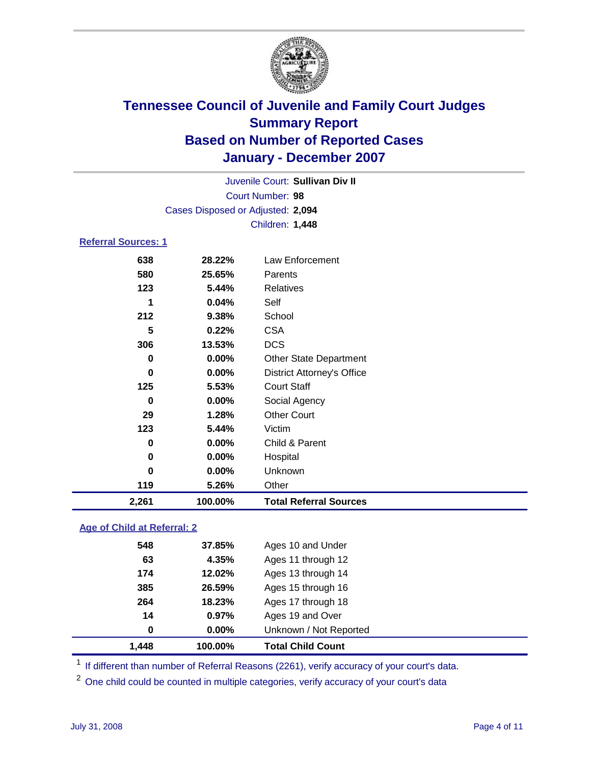# Tennessee Council of Juvenile and Family Court Judges
# Summary Report
# Based on Number of Reported Cases
# January - December 2007

Juvenile Court: **Sullivan Div II**
Court Number: **98**
Cases Disposed or Adjusted: **2,094**
Children: **1,448**

## Referral Sources: 1

| | | |
|---|---|---|
| 638 | 28.22% | Law Enforcement |
| 580 | 25.65% | Parents |
| 123 | 5.44% | Relatives |
| 1 | 0.04% | Self |
| 212 | 9.38% | School |
| 5 | 0.22% | CSA |
| 306 | 13.53% | DCS |
| 0 | 0.00% | Other State Department |
| 0 | 0.00% | District Attorney's Office |
| 125 | 5.53% | Court Staff |
| 0 | 0.00% | Social Agency |
| 29 | 1.28% | Other Court |
| 123 | 5.44% | Victim |
| 0 | 0.00% | Child & Parent |
| 0 | 0.00% | Hospital |
| 0 | 0.00% | Unknown |
| 119 | 5.26% | Other |
| **2,261** | **100.00%** | **Total Referral Sources** |

## Age of Child at Referral: 2

| | | |
|---|---|---|
| 548 | 37.85% | Ages 10 and Under |
| 63 | 4.35% | Ages 11 through 12 |
| 174 | 12.02% | Ages 13 through 14 |
| 385 | 26.59% | Ages 15 through 16 |
| 264 | 18.23% | Ages 17 through 18 |
| 14 | 0.97% | Ages 19 and Over |
| 0 | 0.00% | Unknown / Not Reported |
| **1,448** | **100.00%** | **Total Child Count** |

[1] If different than number of Referral Reasons (2261), verify accuracy of your court's data.

[2] One child could be counted in multiple categories, verify accuracy of your court's data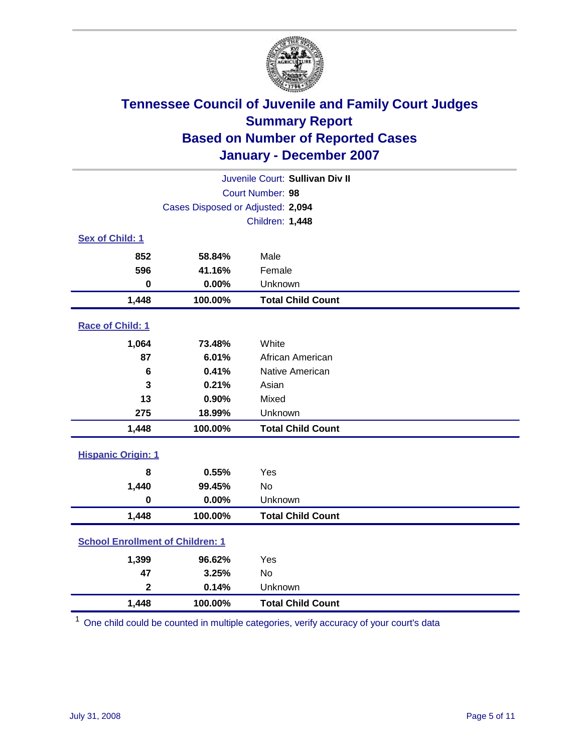# Tennessee Council of Juvenile and Family Court Judges
## Summary Report
## Based on Number of Reported Cases
## January - December 2007

Juvenile Court: **Sullivan Div II**
Court Number: **98**
Cases Disposed or Adjusted: **2,094**
Children: **1,448**

### Sex of Child: 1

| Count | Percent | Category |
|---|---|---|
| 852 | 58.84% | Male |
| 596 | 41.16% | Female |
| 0 | 0.00% | Unknown |
| **1,448** | **100.00%** | **Total Child Count** |

### Race of Child: 1

| Count | Percent | Category |
|---|---|---|
| 1,064 | 73.48% | White |
| 87 | 6.01% | African American |
| 6 | 0.41% | Native American |
| 3 | 0.21% | Asian |
| 13 | 0.90% | Mixed |
| 275 | 18.99% | Unknown |
| **1,448** | **100.00%** | **Total Child Count** |

### Hispanic Origin: 1

| Count | Percent | Category |
|---|---|---|
| 8 | 0.55% | Yes |
| 1,440 | 99.45% | No |
| 0 | 0.00% | Unknown |
| **1,448** | **100.00%** | **Total Child Count** |

### School Enrollment of Children: 1

| Count | Percent | Category |
|---|---|---|
| 1,399 | 96.62% | Yes |
| 47 | 3.25% | No |
| 2 | 0.14% | Unknown |
| **1,448** | **100.00%** | **Total Child Count** |

[1] One child could be counted in multiple categories, verify accuracy of your court's data

July 31, 2008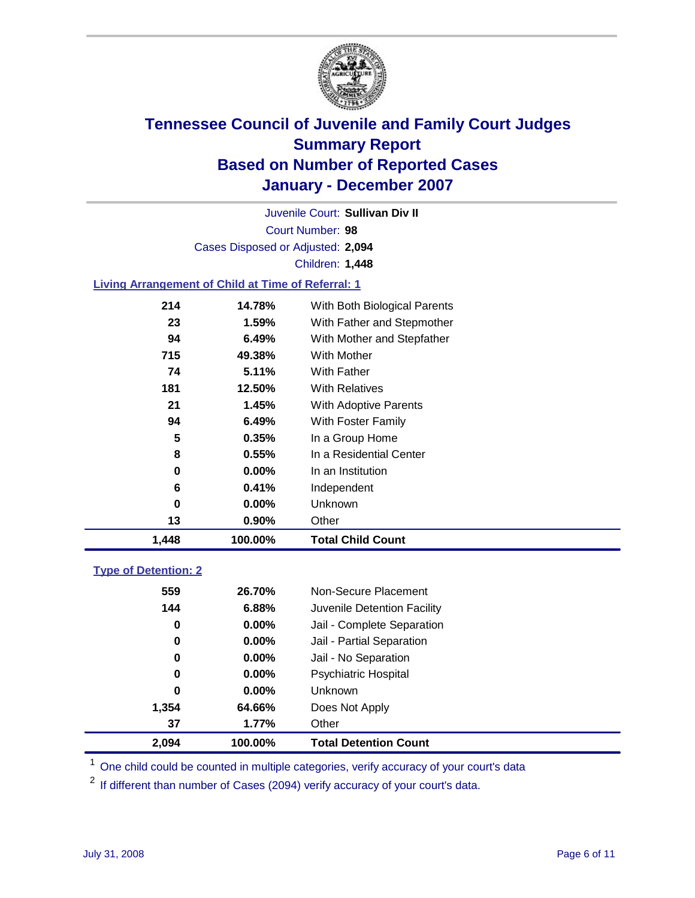# Tennessee Council of Juvenile and Family Court Judges
## Summary Report
## Based on Number of Reported Cases
## January - December 2007

Juvenile Court: **Sullivan Div II**

Court Number: **98**

Cases Disposed or Adjusted: **2,094**

Children: **1,448**

### Living Arrangement of Child at Time of Referral: 1

| Count | Percent | Category |
|---|---|---|
| 214 | 14.78% | With Both Biological Parents |
| 23 | 1.59% | With Father and Stepmother |
| 94 | 6.49% | With Mother and Stepfather |
| 715 | 49.38% | With Mother |
| 74 | 5.11% | With Father |
| 181 | 12.50% | With Relatives |
| 21 | 1.45% | With Adoptive Parents |
| 94 | 6.49% | With Foster Family |
| 5 | 0.35% | In a Group Home |
| 8 | 0.55% | In a Residential Center |
| 0 | 0.00% | In an Institution |
| 6 | 0.41% | Independent |
| 0 | 0.00% | Unknown |
| 13 | 0.90% | Other |
| **1,448** | **100.00%** | **Total Child Count** |

### Type of Detention: 2

| Count | Percent | Category |
|---|---|---|
| 559 | 26.70% | Non-Secure Placement |
| 144 | 6.88% | Juvenile Detention Facility |
| 0 | 0.00% | Jail - Complete Separation |
| 0 | 0.00% | Jail - Partial Separation |
| 0 | 0.00% | Jail - No Separation |
| 0 | 0.00% | Psychiatric Hospital |
| 0 | 0.00% | Unknown |
| 1,354 | 64.66% | Does Not Apply |
| 37 | 1.77% | Other |
| **2,094** | **100.00%** | **Total Detention Count** |

[1] One child could be counted in multiple categories, verify accuracy of your court's data

[2] If different than number of Cases (2094) verify accuracy of your court's data.

July 31, 2008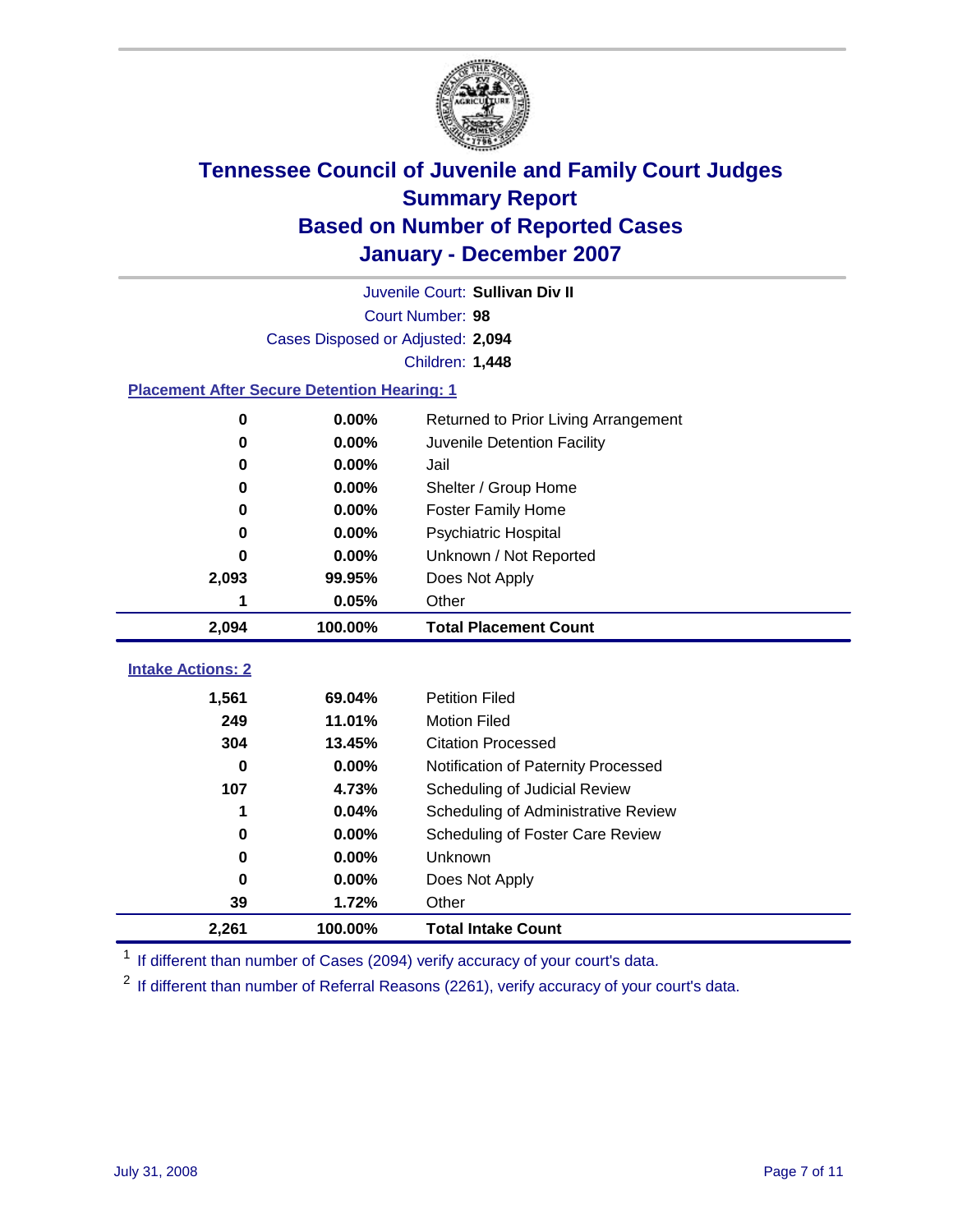# Tennessee Council of Juvenile and Family Court Judges
## Summary Report
## Based on Number of Reported Cases
## January - December 2007

Juvenile Court: **Sullivan Div II**

Court Number: **98**

Cases Disposed or Adjusted: **2,094**

Children: **1,448**

### Placement After Secure Detention Hearing: 1

| | | |
|---|---|---|
| 0 | 0.00% | Returned to Prior Living Arrangement |
| 0 | 0.00% | Juvenile Detention Facility |
| 0 | 0.00% | Jail |
| 0 | 0.00% | Shelter / Group Home |
| 0 | 0.00% | Foster Family Home |
| 0 | 0.00% | Psychiatric Hospital |
| 0 | 0.00% | Unknown / Not Reported |
| 2,093 | 99.95% | Does Not Apply |
| 1 | 0.05% | Other |
| **2,094** | **100.00%** | **Total Placement Count** |

### Intake Actions: 2

| | | |
|---|---|---|
| 1,561 | 69.04% | Petition Filed |
| 249 | 11.01% | Motion Filed |
| 304 | 13.45% | Citation Processed |
| 0 | 0.00% | Notification of Paternity Processed |
| 107 | 4.73% | Scheduling of Judicial Review |
| 1 | 0.04% | Scheduling of Administrative Review |
| 0 | 0.00% | Scheduling of Foster Care Review |
| 0 | 0.00% | Unknown |
| 0 | 0.00% | Does Not Apply |
| 39 | 1.72% | Other |
| **2,261** | **100.00%** | **Total Intake Count** |

[1] If different than number of Cases (2094) verify accuracy of your court's data.

[2] If different than number of Referral Reasons (2261), verify accuracy of your court's data.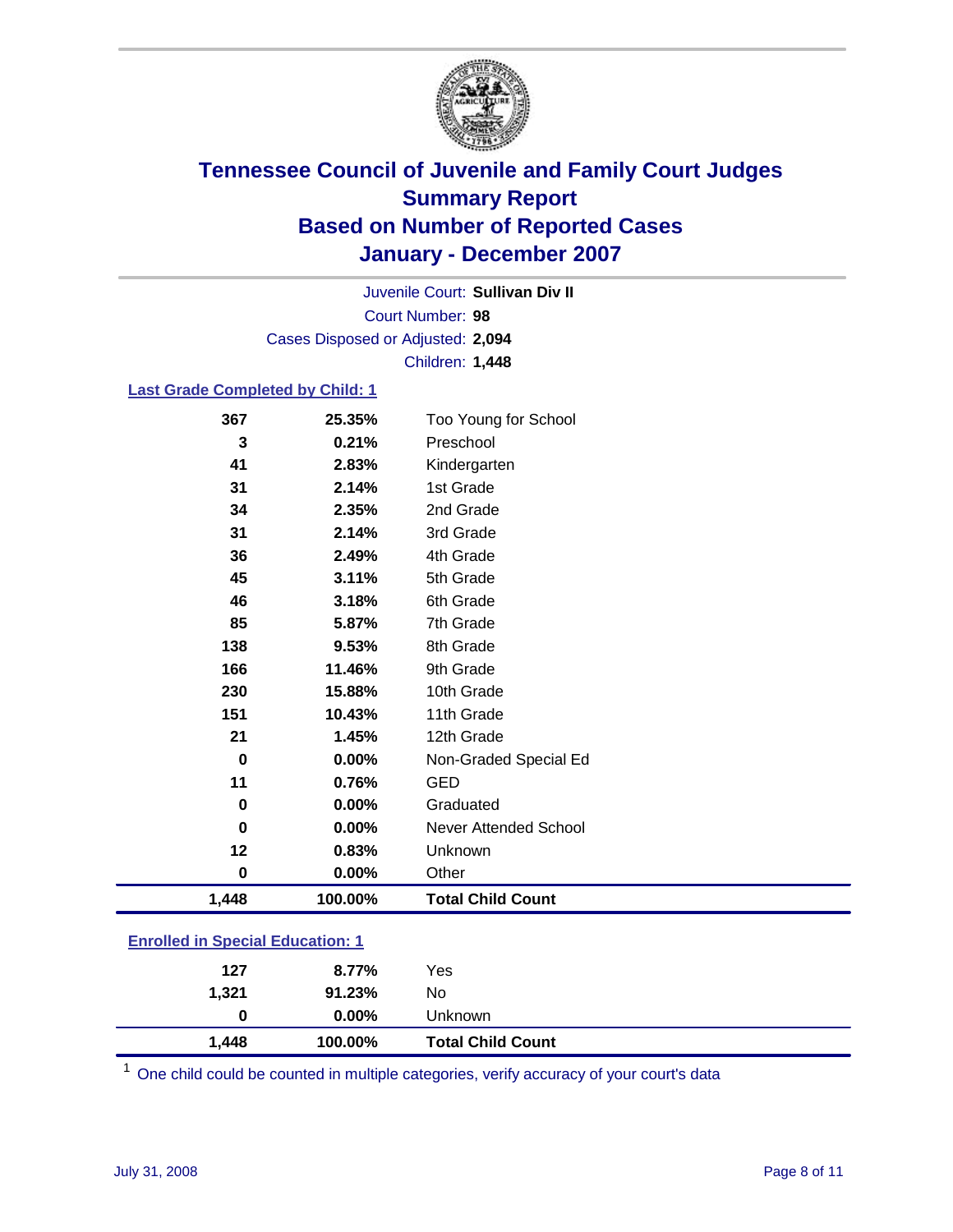# Tennessee Council of Juvenile and Family Court Judges
## Summary Report
## Based on Number of Reported Cases
## January - December 2007

Juvenile Court: **Sullivan Div II**
Court Number: **98**
Cases Disposed or Adjusted: **2,094**
Children: **1,448**

### Last Grade Completed by Child: 1

| Count | Percent | Grade |
|---|---|---|
| 367 | 25.35% | Too Young for School |
| 3 | 0.21% | Preschool |
| 41 | 2.83% | Kindergarten |
| 31 | 2.14% | 1st Grade |
| 34 | 2.35% | 2nd Grade |
| 31 | 2.14% | 3rd Grade |
| 36 | 2.49% | 4th Grade |
| 45 | 3.11% | 5th Grade |
| 46 | 3.18% | 6th Grade |
| 85 | 5.87% | 7th Grade |
| 138 | 9.53% | 8th Grade |
| 166 | 11.46% | 9th Grade |
| 230 | 15.88% | 10th Grade |
| 151 | 10.43% | 11th Grade |
| 21 | 1.45% | 12th Grade |
| 0 | 0.00% | Non-Graded Special Ed |
| 11 | 0.76% | GED |
| 0 | 0.00% | Graduated |
| 0 | 0.00% | Never Attended School |
| 12 | 0.83% | Unknown |
| 0 | 0.00% | Other |
| **1,448** | **100.00%** | **Total Child Count** |

### Enrolled in Special Education: 1

| Count | Percent | Response |
|---|---|---|
| 127 | 8.77% | Yes |
| 1,321 | 91.23% | No |
| 0 | 0.00% | Unknown |
| **1,448** | **100.00%** | **Total Child Count** |

[1] One child could be counted in multiple categories, verify accuracy of your court's data

July 31, 2008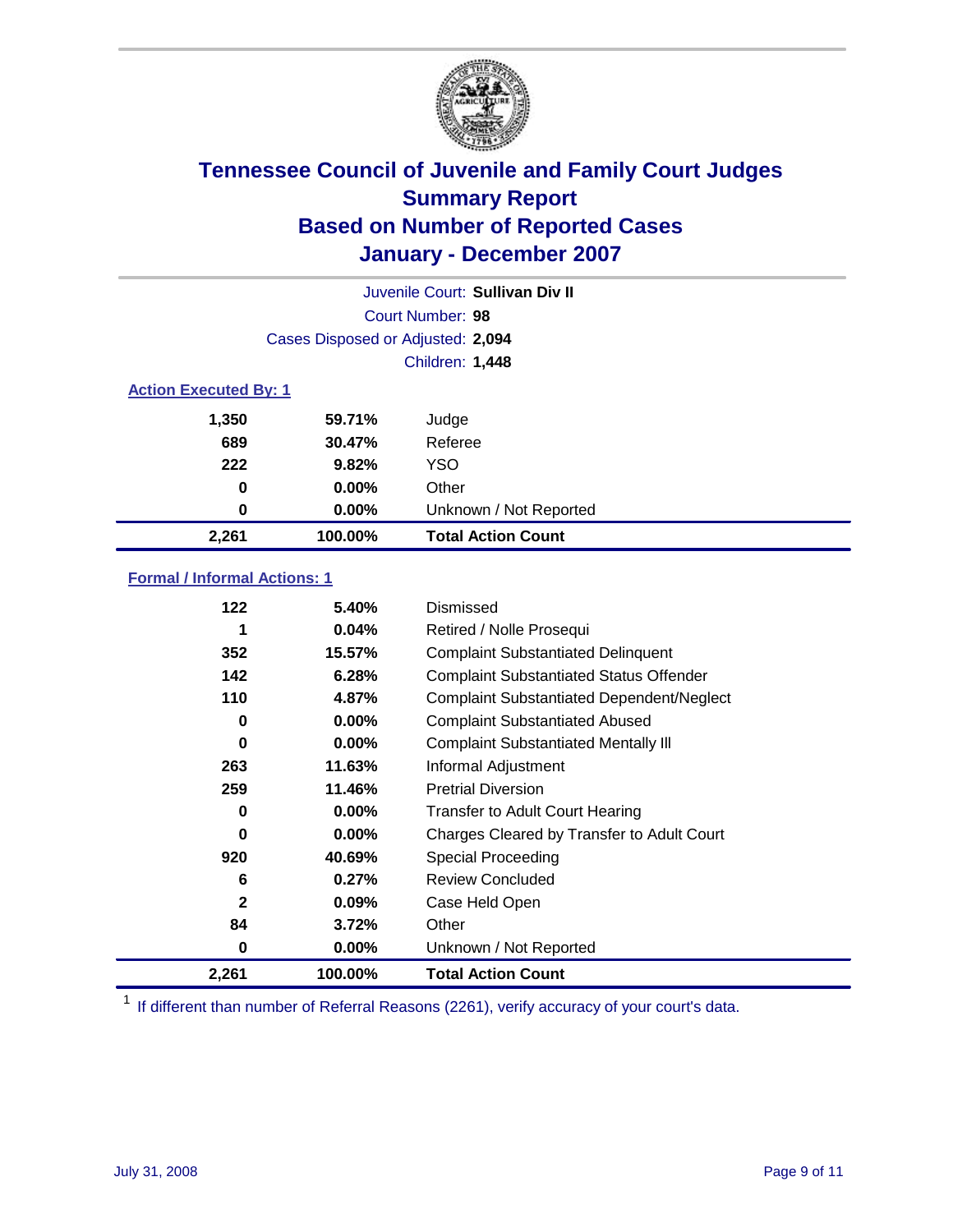# Tennessee Council of Juvenile and Family Court Judges
## Summary Report
## Based on Number of Reported Cases
## January - December 2007

Juvenile Court: **Sullivan Div II**
Court Number: **98**
Cases Disposed or Adjusted: **2,094**
Children: **1,448**

### Action Executed By: 1

| Count | Percent | Action |
|---|---|---|
| 1,350 | 59.71% | Judge |
| 689 | 30.47% | Referee |
| 222 | 9.82% | YSO |
| 0 | 0.00% | Other |
| 0 | 0.00% | Unknown / Not Reported |
| **2,261** | **100.00%** | **Total Action Count** |

### Formal / Informal Actions: 1

| Count | Percent | Action |
|---|---|---|
| 122 | 5.40% | Dismissed |
| 1 | 0.04% | Retired / Nolle Prosequi |
| 352 | 15.57% | Complaint Substantiated Delinquent |
| 142 | 6.28% | Complaint Substantiated Status Offender |
| 110 | 4.87% | Complaint Substantiated Dependent/Neglect |
| 0 | 0.00% | Complaint Substantiated Abused |
| 0 | 0.00% | Complaint Substantiated Mentally Ill |
| 263 | 11.63% | Informal Adjustment |
| 259 | 11.46% | Pretrial Diversion |
| 0 | 0.00% | Transfer to Adult Court Hearing |
| 0 | 0.00% | Charges Cleared by Transfer to Adult Court |
| 920 | 40.69% | Special Proceeding |
| 6 | 0.27% | Review Concluded |
| 2 | 0.09% | Case Held Open |
| 84 | 3.72% | Other |
| 0 | 0.00% | Unknown / Not Reported |
| **2,261** | **100.00%** | **Total Action Count** |

[1] If different than number of Referral Reasons (2261), verify accuracy of your court's data.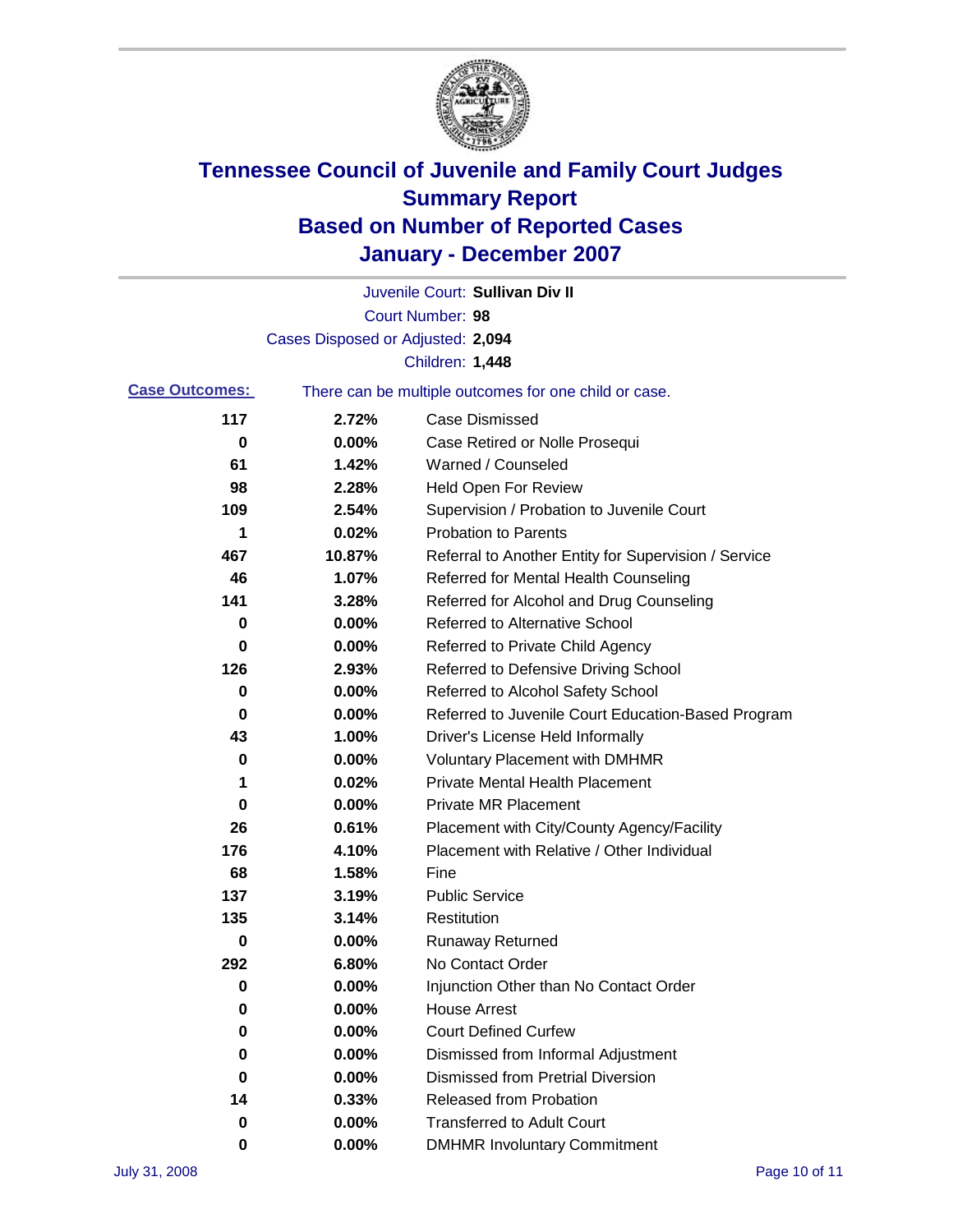# Tennessee Council of Juvenile and Family Court Judges
## Summary Report
## Based on Number of Reported Cases
## January - December 2007

Juvenile Court: **Sullivan Div II**

Court Number: **98**

Cases Disposed or Adjusted: **2,094**

Children: **1,448**

**Case Outcomes:** There can be multiple outcomes for one child or case.

| Count | Percent | Outcome |
|---|---|---|
| 117 | 2.72% | Case Dismissed |
| 0 | 0.00% | Case Retired or Nolle Prosequi |
| 61 | 1.42% | Warned / Counseled |
| 98 | 2.28% | Held Open For Review |
| 109 | 2.54% | Supervision / Probation to Juvenile Court |
| 1 | 0.02% | Probation to Parents |
| 467 | 10.87% | Referral to Another Entity for Supervision / Service |
| 46 | 1.07% | Referred for Mental Health Counseling |
| 141 | 3.28% | Referred for Alcohol and Drug Counseling |
| 0 | 0.00% | Referred to Alternative School |
| 0 | 0.00% | Referred to Private Child Agency |
| 126 | 2.93% | Referred to Defensive Driving School |
| 0 | 0.00% | Referred to Alcohol Safety School |
| 0 | 0.00% | Referred to Juvenile Court Education-Based Program |
| 43 | 1.00% | Driver's License Held Informally |
| 0 | 0.00% | Voluntary Placement with DMHMR |
| 1 | 0.02% | Private Mental Health Placement |
| 0 | 0.00% | Private MR Placement |
| 26 | 0.61% | Placement with City/County Agency/Facility |
| 176 | 4.10% | Placement with Relative / Other Individual |
| 68 | 1.58% | Fine |
| 137 | 3.19% | Public Service |
| 135 | 3.14% | Restitution |
| 0 | 0.00% | Runaway Returned |
| 292 | 6.80% | No Contact Order |
| 0 | 0.00% | Injunction Other than No Contact Order |
| 0 | 0.00% | House Arrest |
| 0 | 0.00% | Court Defined Curfew |
| 0 | 0.00% | Dismissed from Informal Adjustment |
| 0 | 0.00% | Dismissed from Pretrial Diversion |
| 14 | 0.33% | Released from Probation |
| 0 | 0.00% | Transferred to Adult Court |
| 0 | 0.00% | DMHMR Involuntary Commitment |

July 31, 2008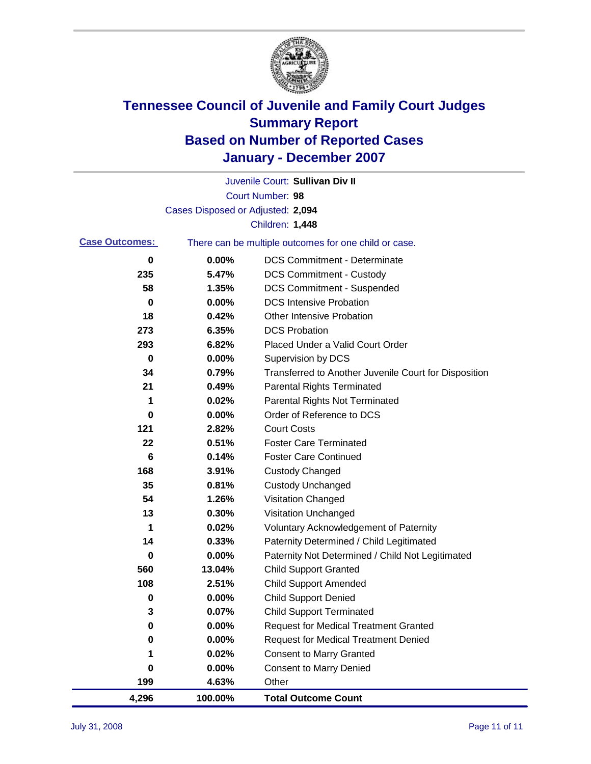# Tennessee Council of Juvenile and Family Court Judges
# Summary Report
# Based on Number of Reported Cases
# January - December 2007

Juvenile Court: **Sullivan Div II**

Court Number: **98**

Cases Disposed or Adjusted: **2,094**

Children: **1,448**

**Case Outcomes:** There can be multiple outcomes for one child or case.

| | | |
|---|---|---|
| 0 | 0.00% | DCS Commitment - Determinate |
| 235 | 5.47% | DCS Commitment - Custody |
| 58 | 1.35% | DCS Commitment - Suspended |
| 0 | 0.00% | DCS Intensive Probation |
| 18 | 0.42% | Other Intensive Probation |
| 273 | 6.35% | DCS Probation |
| 293 | 6.82% | Placed Under a Valid Court Order |
| 0 | 0.00% | Supervision by DCS |
| 34 | 0.79% | Transferred to Another Juvenile Court for Disposition |
| 21 | 0.49% | Parental Rights Terminated |
| 1 | 0.02% | Parental Rights Not Terminated |
| 0 | 0.00% | Order of Reference to DCS |
| 121 | 2.82% | Court Costs |
| 22 | 0.51% | Foster Care Terminated |
| 6 | 0.14% | Foster Care Continued |
| 168 | 3.91% | Custody Changed |
| 35 | 0.81% | Custody Unchanged |
| 54 | 1.26% | Visitation Changed |
| 13 | 0.30% | Visitation Unchanged |
| 1 | 0.02% | Voluntary Acknowledgement of Paternity |
| 14 | 0.33% | Paternity Determined / Child Legitimated |
| 0 | 0.00% | Paternity Not Determined / Child Not Legitimated |
| 560 | 13.04% | Child Support Granted |
| 108 | 2.51% | Child Support Amended |
| 0 | 0.00% | Child Support Denied |
| 3 | 0.07% | Child Support Terminated |
| 0 | 0.00% | Request for Medical Treatment Granted |
| 0 | 0.00% | Request for Medical Treatment Denied |
| 1 | 0.02% | Consent to Marry Granted |
| 0 | 0.00% | Consent to Marry Denied |
| 199 | 4.63% | Other |
| **4,296** | **100.00%** | **Total Outcome Count** |